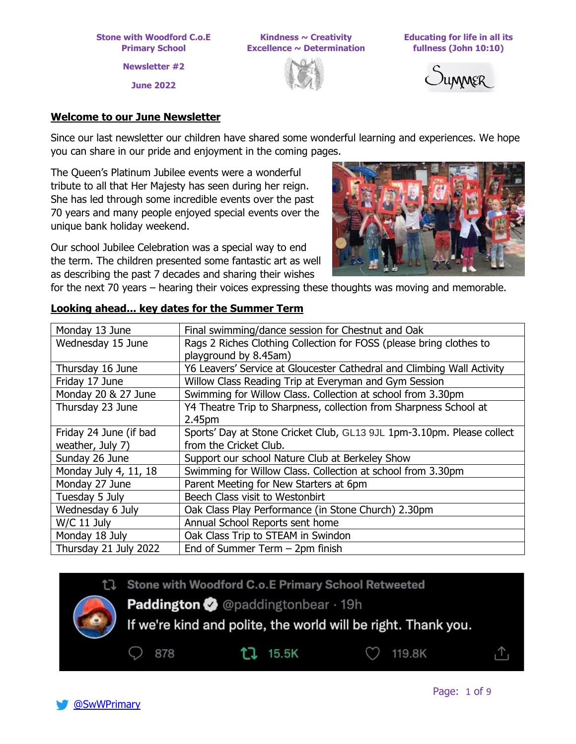**Stone with Woodford C.o.E Primary School**

**Newsletter #2**

**June 2022**

**Kindness ~ Creativity**
**Excellence ~ Determination**

**Educating for life in all its fullness (John 10:10)**

Summer

## Welcome to our June Newsletter

Since our last newsletter our children have shared some wonderful learning and experiences. We hope you can share in our pride and enjoyment in the coming pages.

The Queen's Platinum Jubilee events were a wonderful tribute to all that Her Majesty has seen during her reign. She has led through some incredible events over the past 70 years and many people enjoyed special events over the unique bank holiday weekend.

Our school Jubilee Celebration was a special way to end the term. The children presented some fantastic art as well as describing the past 7 decades and sharing their wishes for the next 70 years – hearing their voices expressing these thoughts was moving and memorable.

## Looking ahead... key dates for the Summer Term

| Date | Event |
|---|---|
| Monday 13 June | Final swimming/dance session for Chestnut and Oak |
| Wednesday 15 June | Rags 2 Riches Clothing Collection for FOSS (please bring clothes to playground by 8.45am) |
| Thursday 16 June | Y6 Leavers' Service at Gloucester Cathedral and Climbing Wall Activity |
| Friday 17 June | Willow Class Reading Trip at Everyman and Gym Session |
| Monday 20 & 27 June | Swimming for Willow Class. Collection at school from 3.30pm |
| Thursday 23 June | Y4 Theatre Trip to Sharpness, collection from Sharpness School at 2.45pm |
| Friday 24 June (if bad weather, July 7) | Sports' Day at Stone Cricket Club, GL13 9JL 1pm-3.10pm. Please collect from the Cricket Club. |
| Sunday 26 June | Support our school Nature Club at Berkeley Show |
| Monday July 4, 11, 18 | Swimming for Willow Class. Collection at school from 3.30pm |
| Monday 27 June | Parent Meeting for New Starters at 6pm |
| Tuesday 5 July | Beech Class visit to Westonbirt |
| Wednesday 6 July | Oak Class Play Performance (in Stone Church) 2.30pm |
| W/C 11 July | Annual School Reports sent home |
| Monday 18 July | Oak Class Trip to STEAM in Swindon |
| Thursday 21 July 2022 | End of Summer Term – 2pm finish |

Stone with Woodford C.o.E Primary School Retweeted

**Paddington** @paddingtonbear · 19h

If we're kind and polite, the world will be right. Thank you.

878 15.5K 119.8K

@SwWPrimary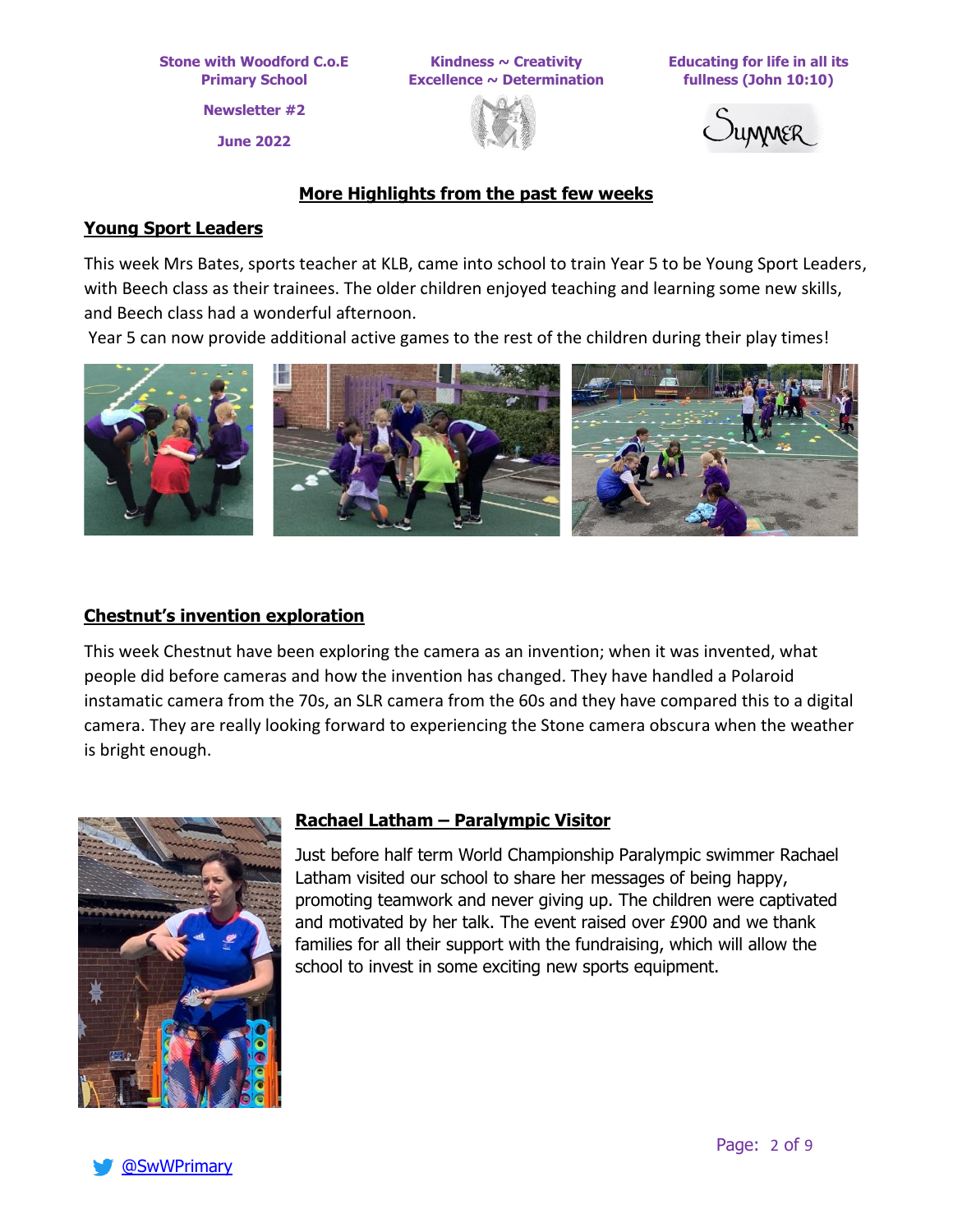**Stone with Woodford C.o.E Primary School**

**Newsletter #2**

**June 2022**

**Kindness ~ Creativity**
**Excellence ~ Determination**

**Educating for life in all its fullness (John 10:10)**

## More Highlights from the past few weeks

### Young Sport Leaders

This week Mrs Bates, sports teacher at KLB, came into school to train Year 5 to be Young Sport Leaders, with Beech class as their trainees. The older children enjoyed teaching and learning some new skills, and Beech class had a wonderful afternoon.

Year 5 can now provide additional active games to the rest of the children during their play times!

### Chestnut's invention exploration

This week Chestnut have been exploring the camera as an invention; when it was invented, what people did before cameras and how the invention has changed. They have handled a Polaroid instamatic camera from the 70s, an SLR camera from the 60s and they have compared this to a digital camera. They are really looking forward to experiencing the Stone camera obscura when the weather is bright enough.

### Rachael Latham – Paralympic Visitor

Just before half term World Championship Paralympic swimmer Rachael Latham visited our school to share her messages of being happy, promoting teamwork and never giving up. The children were captivated and motivated by her talk. The event raised over £900 and we thank families for all their support with the fundraising, which will allow the school to invest in some exciting new sports equipment.

@SwWPrimary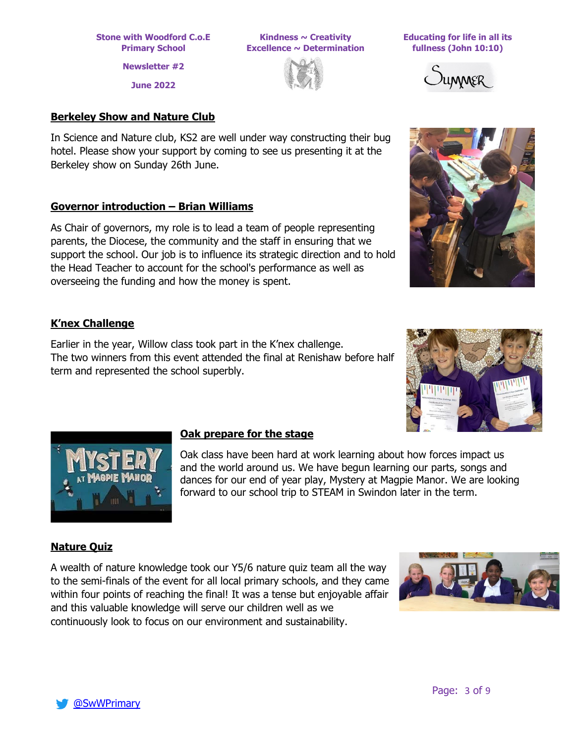## Berkeley Show and Nature Club

In Science and Nature club, KS2 are well under way constructing their bug hotel. Please show your support by coming to see us presenting it at the Berkeley show on Sunday 26th June.

## Governor introduction – Brian Williams

As Chair of governors, my role is to lead a team of people representing parents, the Diocese, the community and the staff in ensuring that we support the school. Our job is to influence its strategic direction and to hold the Head Teacher to account for the school's performance as well as overseeing the funding and how the money is spent.

## K'nex Challenge

Earlier in the year, Willow class took part in the K'nex challenge.
The two winners from this event attended the final at Renishaw before half term and represented the school superbly.

## Oak prepare for the stage

Oak class have been hard at work learning about how forces impact us and the world around us. We have begun learning our parts, songs and dances for our end of year play, Mystery at Magpie Manor. We are looking forward to our school trip to STEAM in Swindon later in the term.

## Nature Quiz

A wealth of nature knowledge took our Y5/6 nature quiz team all the way to the semi-finals of the event for all local primary schools, and they came within four points of reaching the final! It was a tense but enjoyable affair and this valuable knowledge will serve our children well as we continuously look to focus on our environment and sustainability.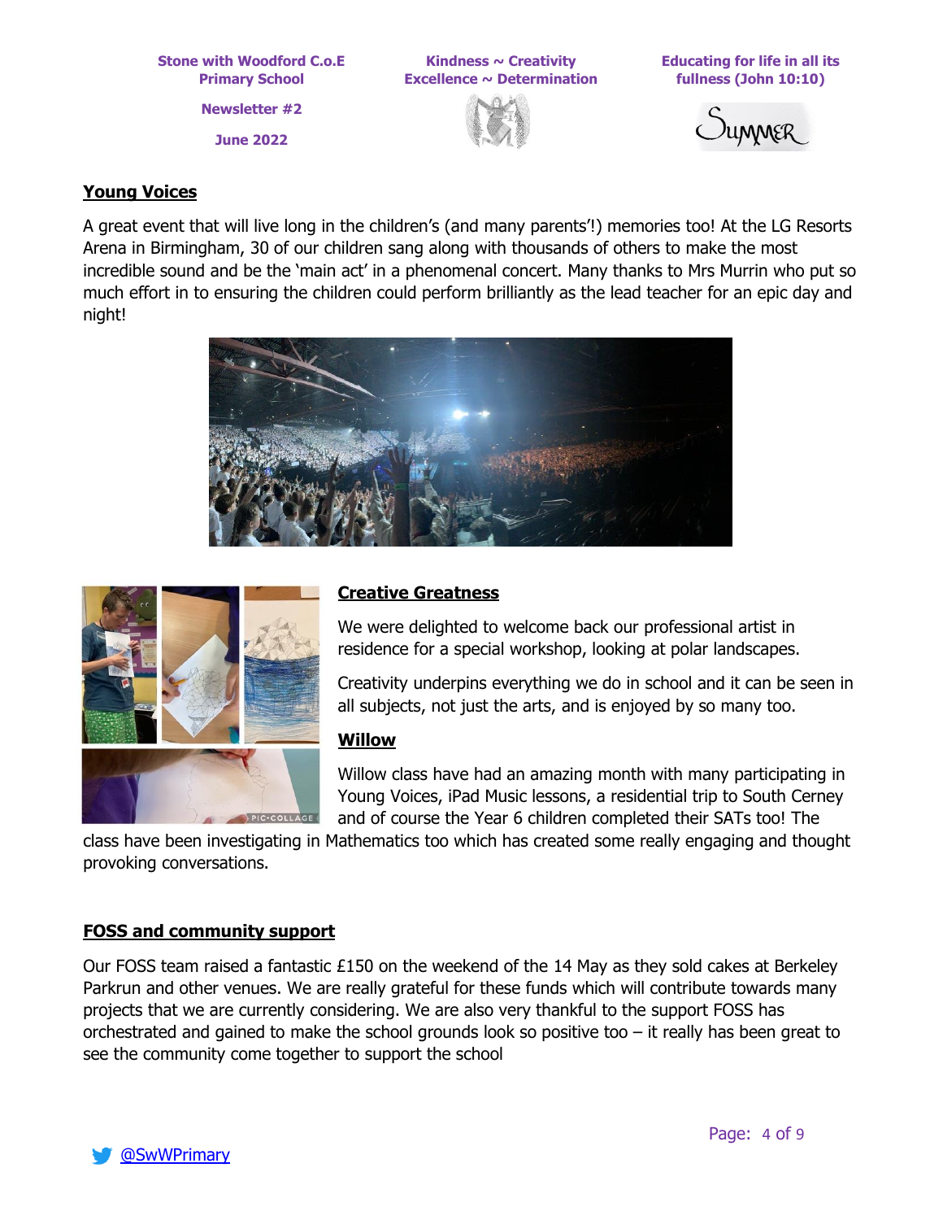Stone with Woodford C.o.E Primary School

Newsletter #2

June 2022

Kindness ~ Creativity
Excellence ~ Determination

Educating for life in all its fullness (John 10:10)

## Young Voices

A great event that will live long in the children's (and many parents'!) memories too! At the LG Resorts Arena in Birmingham, 30 of our children sang along with thousands of others to make the most incredible sound and be the 'main act' in a phenomenal concert. Many thanks to Mrs Murrin who put so much effort in to ensuring the children could perform brilliantly as the lead teacher for an epic day and night!

## Creative Greatness

We were delighted to welcome back our professional artist in residence for a special workshop, looking at polar landscapes.

Creativity underpins everything we do in school and it can be seen in all subjects, not just the arts, and is enjoyed by so many too.

## Willow

Willow class have had an amazing month with many participating in Young Voices, iPad Music lessons, a residential trip to South Cerney and of course the Year 6 children completed their SATs too! The class have been investigating in Mathematics too which has created some really engaging and thought provoking conversations.

## FOSS and community support

Our FOSS team raised a fantastic £150 on the weekend of the 14 May as they sold cakes at Berkeley Parkrun and other venues. We are really grateful for these funds which will contribute towards many projects that we are currently considering. We are also very thankful to the support FOSS has orchestrated and gained to make the school grounds look so positive too – it really has been great to see the community come together to support the school

@SwWPrimary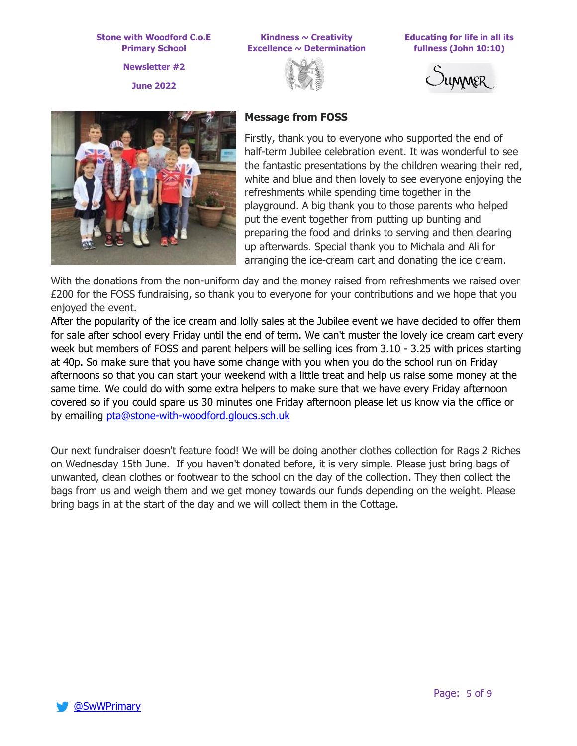## Message from FOSS

Firstly, thank you to everyone who supported the end of half-term Jubilee celebration event. It was wonderful to see the fantastic presentations by the children wearing their red, white and blue and then lovely to see everyone enjoying the refreshments while spending time together in the playground. A big thank you to those parents who helped put the event together from putting up bunting and preparing the food and drinks to serving and then clearing up afterwards. Special thank you to Michala and Ali for arranging the ice-cream cart and donating the ice cream.

With the donations from the non-uniform day and the money raised from refreshments we raised over £200 for the FOSS fundraising, so thank you to everyone for your contributions and we hope that you enjoyed the event.

After the popularity of the ice cream and lolly sales at the Jubilee event we have decided to offer them for sale after school every Friday until the end of term. We can't muster the lovely ice cream cart every week but members of FOSS and parent helpers will be selling ices from 3.10 - 3.25 with prices starting at 40p. So make sure that you have some change with you when you do the school run on Friday afternoons so that you can start your weekend with a little treat and help us raise some money at the same time. We could do with some extra helpers to make sure that we have every Friday afternoon covered so if you could spare us 30 minutes one Friday afternoon please let us know via the office or by emailing pta@stone-with-woodford.gloucs.sch.uk

Our next fundraiser doesn't feature food! We will be doing another clothes collection for Rags 2 Riches on Wednesday 15th June. If you haven't donated before, it is very simple. Please just bring bags of unwanted, clean clothes or footwear to the school on the day of the collection. They then collect the bags from us and weigh them and we get money towards our funds depending on the weight. Please bring bags in at the start of the day and we will collect them in the Cottage.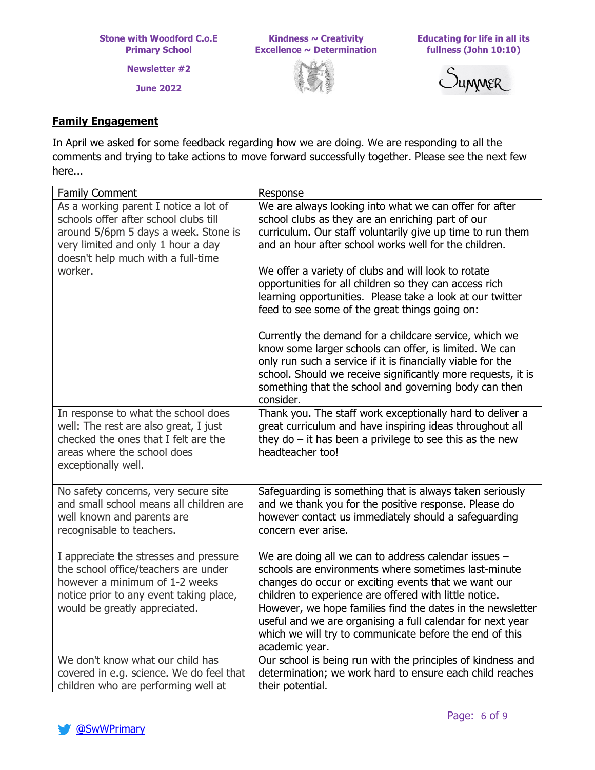## Family Engagement

In April we asked for some feedback regarding how we are doing. We are responding to all the comments and trying to take actions to move forward successfully together. Please see the next few here...

| Family Comment | Response |
|---|---|
| As a working parent I notice a lot of schools offer after school clubs till around 5/6pm 5 days a week. Stone is very limited and only 1 hour a day doesn't help much with a full-time worker. | We are always looking into what we can offer for after school clubs as they are an enriching part of our curriculum. Our staff voluntarily give up time to run them and an hour after school works well for the children.<br><br>We offer a variety of clubs and will look to rotate opportunities for all children so they can access rich learning opportunities. Please take a look at our twitter feed to see some of the great things going on:<br><br>Currently the demand for a childcare service, which we know some larger schools can offer, is limited. We can only run such a service if it is financially viable for the school. Should we receive significantly more requests, it is something that the school and governing body can then consider. |
| In response to what the school does well: The rest are also great, I just checked the ones that I felt are the areas where the school does exceptionally well. | Thank you. The staff work exceptionally hard to deliver a great curriculum and have inspiring ideas throughout all they do – it has been a privilege to see this as the new headteacher too! |
| No safety concerns, very secure site and small school means all children are well known and parents are recognisable to teachers. | Safeguarding is something that is always taken seriously and we thank you for the positive response. Please do however contact us immediately should a safeguarding concern ever arise. |
| I appreciate the stresses and pressure the school office/teachers are under however a minimum of 1-2 weeks notice prior to any event taking place, would be greatly appreciated. | We are doing all we can to address calendar issues – schools are environments where sometimes last-minute changes do occur or exciting events that we want our children to experience are offered with little notice. However, we hope families find the dates in the newsletter useful and we are organising a full calendar for next year which we will try to communicate before the end of this academic year. |
| We don't know what our child has covered in e.g. science. We do feel that children who are performing well at | Our school is being run with the principles of kindness and determination; we work hard to ensure each child reaches their potential. |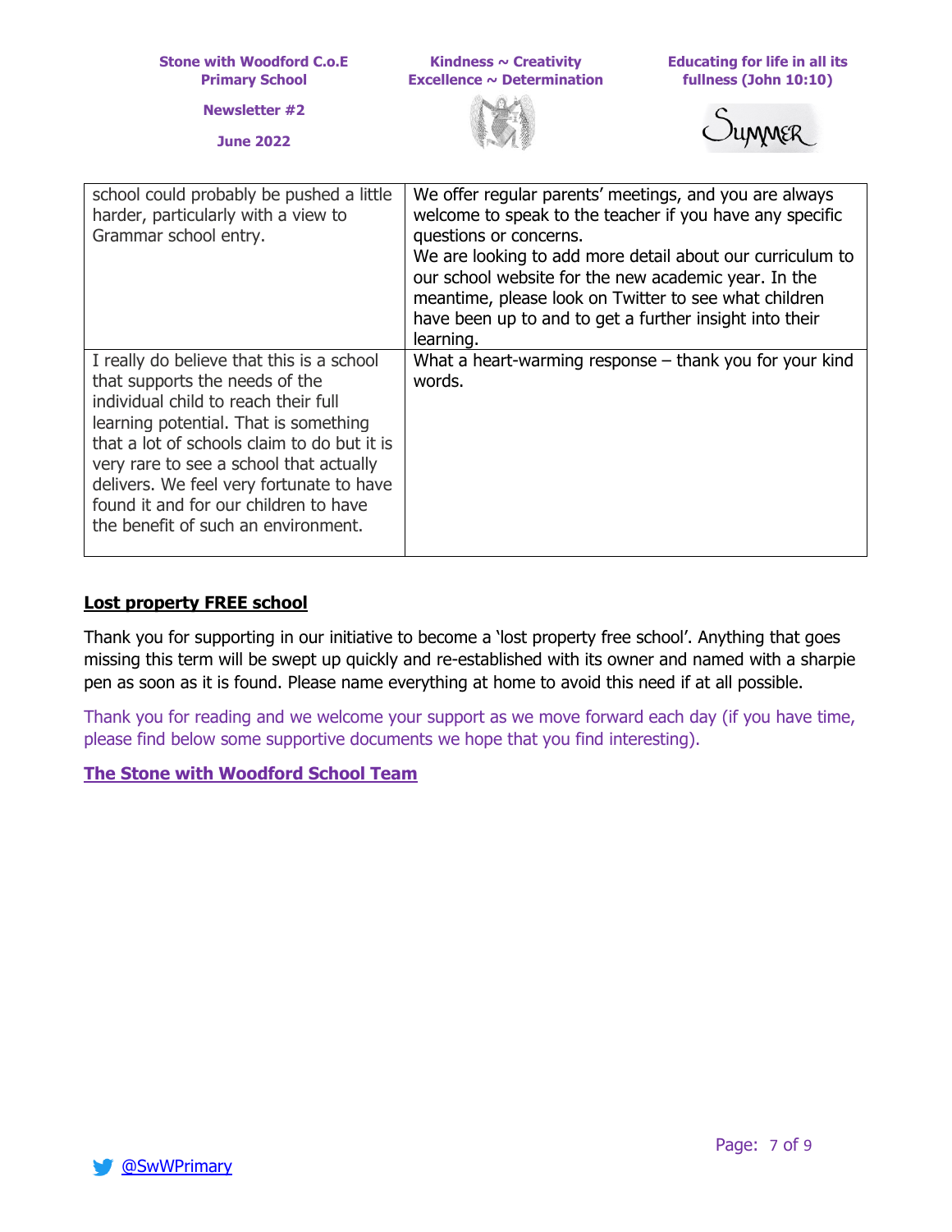| | |
|---|---|
| school could probably be pushed a little harder, particularly with a view to Grammar school entry. | We offer regular parents' meetings, and you are always welcome to speak to the teacher if you have any specific questions or concerns. We are looking to add more detail about our curriculum to our school website for the new academic year. In the meantime, please look on Twitter to see what children have been up to and to get a further insight into their learning. |
| I really do believe that this is a school that supports the needs of the individual child to reach their full learning potential. That is something that a lot of schools claim to do but it is very rare to see a school that actually delivers. We feel very fortunate to have found it and for our children to have the benefit of such an environment. | What a heart-warming response – thank you for your kind words. |

## Lost property FREE school

Thank you for supporting in our initiative to become a 'lost property free school'. Anything that goes missing this term will be swept up quickly and re-established with its owner and named with a sharpie pen as soon as it is found. Please name everything at home to avoid this need if at all possible.

Thank you for reading and we welcome your support as we move forward each day (if you have time, please find below some supportive documents we hope that you find interesting).

**The Stone with Woodford School Team**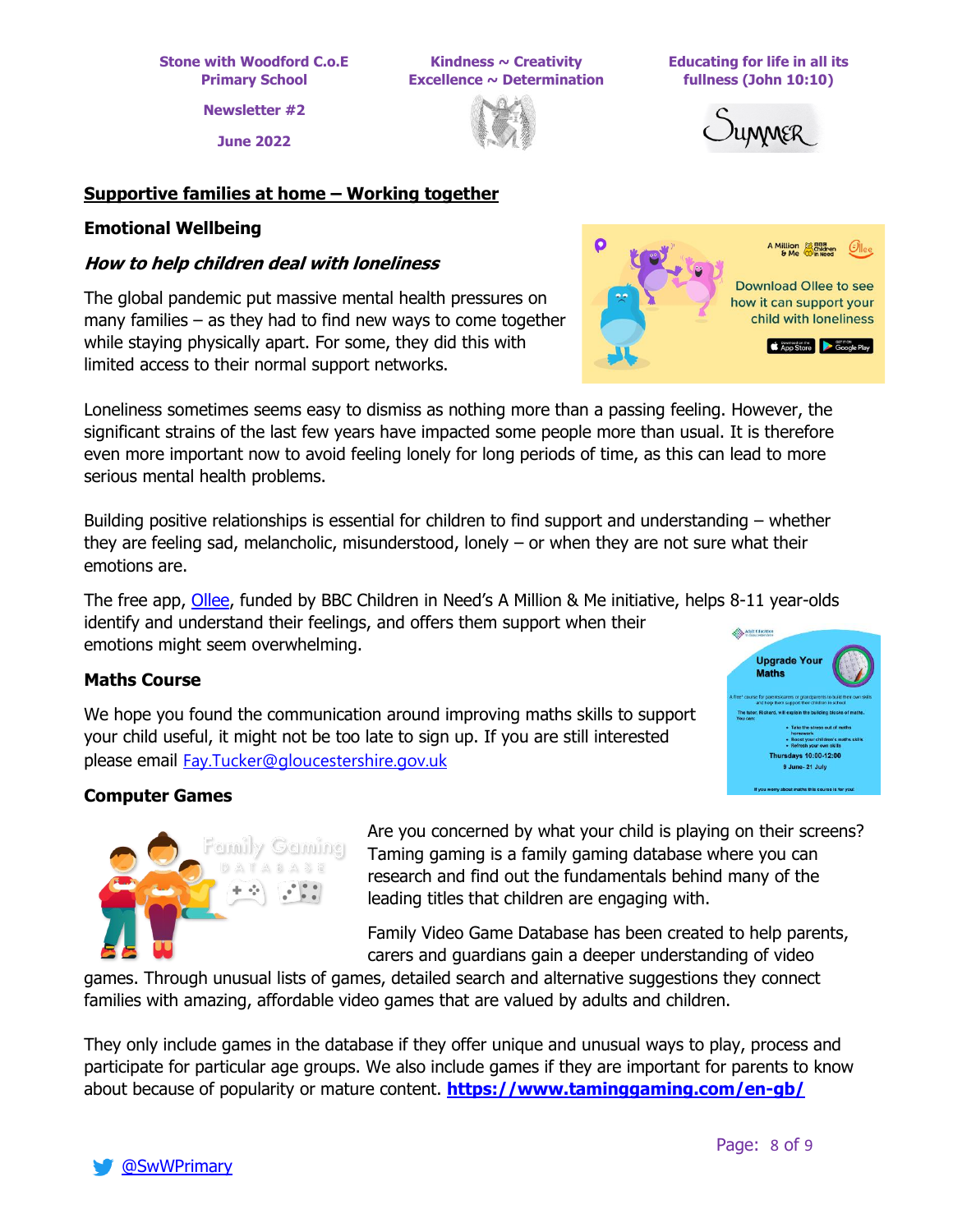Stone with Woodford C.o.E Primary School

Newsletter #2

June 2022

Kindness ~ Creativity
Excellence ~ Determination

Educating for life in all its fullness (John 10:10)

## Supportive families at home – Working together

### Emotional Wellbeing

### *How to help children deal with loneliness*

The global pandemic put massive mental health pressures on many families – as they had to find new ways to come together while staying physically apart. For some, they did this with limited access to their normal support networks.

Loneliness sometimes seems easy to dismiss as nothing more than a passing feeling. However, the significant strains of the last few years have impacted some people more than usual. It is therefore even more important now to avoid feeling lonely for long periods of time, as this can lead to more serious mental health problems.

Building positive relationships is essential for children to find support and understanding – whether they are feeling sad, melancholic, misunderstood, lonely – or when they are not sure what their emotions are.

The free app, Ollee, funded by BBC Children in Need's A Million & Me initiative, helps 8-11 year-olds identify and understand their feelings, and offers them support when their emotions might seem overwhelming.

### Maths Course

We hope you found the communication around improving maths skills to support your child useful, it might not be too late to sign up. If you are still interested please email Fay.Tucker@gloucestershire.gov.uk

### Computer Games

Are you concerned by what your child is playing on their screens? Taming gaming is a family gaming database where you can research and find out the fundamentals behind many of the leading titles that children are engaging with.

Family Video Game Database has been created to help parents, carers and guardians gain a deeper understanding of video games. Through unusual lists of games, detailed search and alternative suggestions they connect families with amazing, affordable video games that are valued by adults and children.

They only include games in the database if they offer unique and unusual ways to play, process and participate for particular age groups. We also include games if they are important for parents to know about because of popularity or mature content. **https://www.taminggaming.com/en-gb/**

@SwWPrimary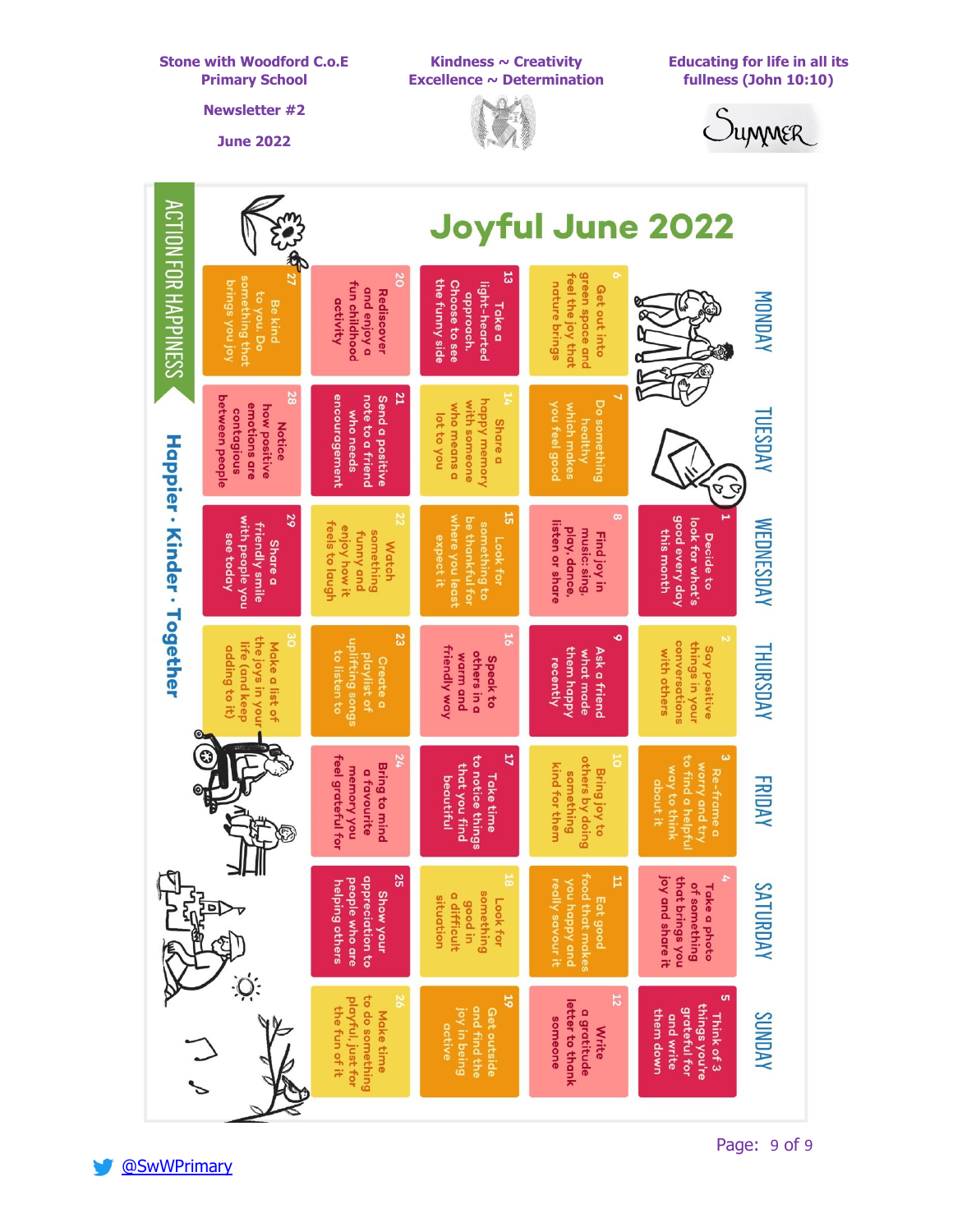# Joyful June 2022

| MONDAY | TUESDAY | WEDNESDAY | THURSDAY | FRIDAY | SATURDAY | SUNDAY |
|---|---|---|---|---|---|---|
| | | **1** Decide to look for what's good every day this month | **2** Say positive things in your conversations with others | **3** Re-frame a worry and try to find a helpful way to think about it | **4** Take a photo of something that brings you joy and share it | **5** Think of 3 things you're grateful for and write them down |
| **6** Get out into green space and feel the joy that nature brings | **7** Do something healthy which makes you feel good | **8** Find joy in music: sing, play, dance, listen or share | **9** Ask a friend what made them happy recently | **10** Bring joy to others by doing something kind for them | **11** Eat good food that makes you happy and really savour it | **12** Write a gratitude letter to thank someone |
| **13** Take a light-hearted approach. Choose to see the funny side | **14** Share a happy memory with someone who means a lot to you | **15** Look for something to be thankful for where you least expect it | **16** Speak to others in a warm and friendly way | **17** Take time to notice things that you find beautiful | **18** Look for something good in a difficult situation | **19** Get outside and find the joy in being active |
| **20** Rediscover and enjoy a fun childhood activity | **21** Send a positive note to a friend who needs encouragement | **22** Watch something funny and enjoy how it feels to laugh | **23** Create a playlist of uplifting songs to listen to | **24** Bring to mind a favourite memory you feel grateful for | **25** Show your appreciation to people who are helping others | **26** Make time to do something playful, just for the fun of it |
| **27** Be kind to you. Do something that brings you joy | **28** Notice how positive emotions are contagious between people | **29** Share a friendly smile with people you see today | **30** Make a list of the joys in your life (and keep adding to it) | | | |

ACTION FOR HAPPINESS

Happier · Kinder · Together